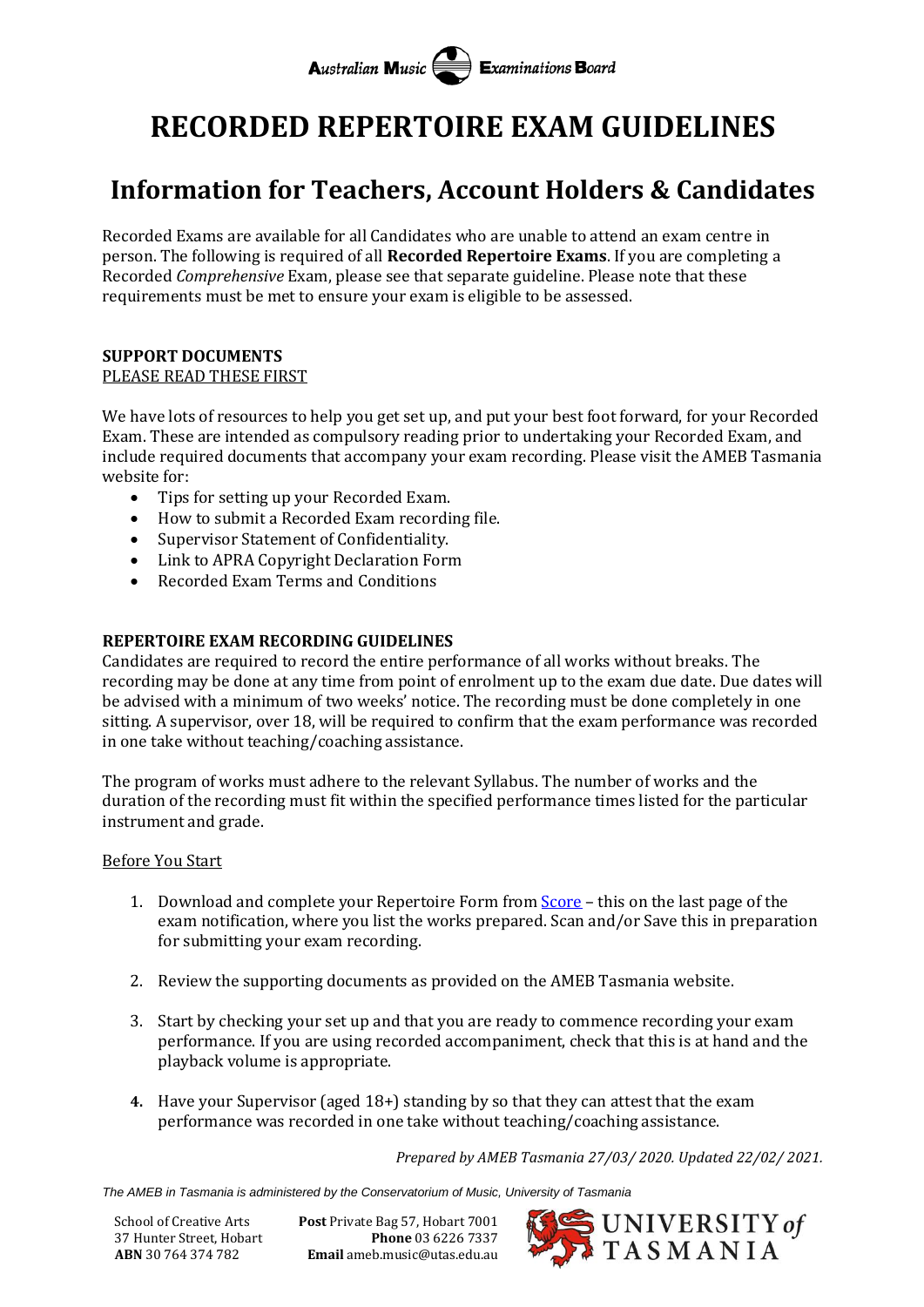Australian Music Examinations Board

# RECORDED REPERTOIRE EXAM GUIDELINES

# Information for Teachers, Account Holders & Candidates

Recorded Exams are available for all Candidates who are unable to attend an exam centre in person. The following is required of all **Recorded Repertoire Exams**. If you are completing a Recorded *Comprehensive* Exam, please see that separate guideline. Please note that these requirements must be met to ensure your exam is eligible to be assessed.

**SUPPORT DOCUMENTS**
PLEASE READ THESE FIRST

We have lots of resources to help you get set up, and put your best foot forward, for your Recorded Exam. These are intended as compulsory reading prior to undertaking your Recorded Exam, and include required documents that accompany your exam recording. Please visit the AMEB Tasmania website for:

- Tips for setting up your Recorded Exam.
- How to submit a Recorded Exam recording file.
- Supervisor Statement of Confidentiality.
- Link to APRA Copyright Declaration Form
- Recorded Exam Terms and Conditions

**REPERTOIRE EXAM RECORDING GUIDELINES**

Candidates are required to record the entire performance of all works without breaks. The recording may be done at any time from point of enrolment up to the exam due date. Due dates will be advised with a minimum of two weeks' notice. The recording must be done completely in one sitting. A supervisor, over 18, will be required to confirm that the exam performance was recorded in one take without teaching/coaching assistance.

The program of works must adhere to the relevant Syllabus. The number of works and the duration of the recording must fit within the specified performance times listed for the particular instrument and grade.

Before You Start

1. Download and complete your Repertoire Form from Score – this on the last page of the exam notification, where you list the works prepared. Scan and/or Save this in preparation for submitting your exam recording.

2. Review the supporting documents as provided on the AMEB Tasmania website.

3. Start by checking your set up and that you are ready to commence recording your exam performance. If you are using recorded accompaniment, check that this is at hand and the playback volume is appropriate.

4. Have your Supervisor (aged 18+) standing by so that they can attest that the exam performance was recorded in one take without teaching/coaching assistance.

*Prepared by AMEB Tasmania 27/03/ 2020. Updated 22/02/ 2021.*

*The AMEB in Tasmania is administered by the Conservatorium of Music, University of Tasmania*

School of Creative Arts
37 Hunter Street, Hobart
**ABN** 30 764 374 782

**Post** Private Bag 57, Hobart 7001
**Phone** 03 6226 7337
**Email** ameb.music@utas.edu.au

UNIVERSITY of TASMANIA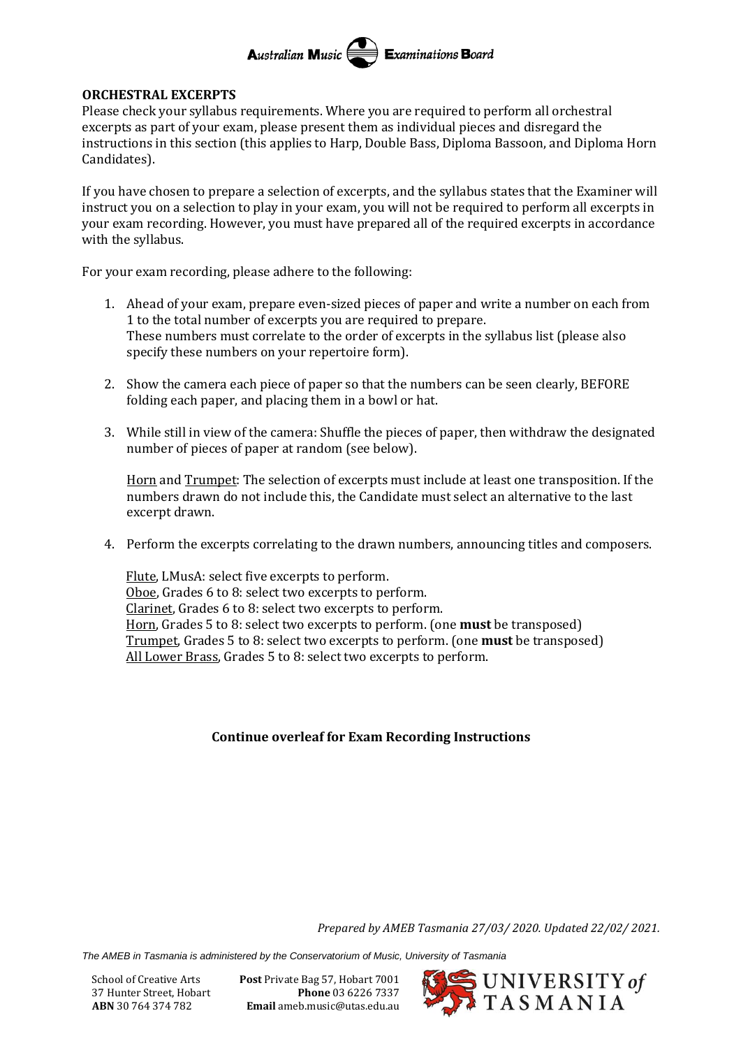## ORCHESTRAL EXCERPTS

Please check your syllabus requirements. Where you are required to perform all orchestral excerpts as part of your exam, please present them as individual pieces and disregard the instructions in this section (this applies to Harp, Double Bass, Diploma Bassoon, and Diploma Horn Candidates).

If you have chosen to prepare a selection of excerpts, and the syllabus states that the Examiner will instruct you on a selection to play in your exam, you will not be required to perform all excerpts in your exam recording. However, you must have prepared all of the required excerpts in accordance with the syllabus.

For your exam recording, please adhere to the following:

1. Ahead of your exam, prepare even-sized pieces of paper and write a number on each from 1 to the total number of excerpts you are required to prepare.
   These numbers must correlate to the order of excerpts in the syllabus list (please also specify these numbers on your repertoire form).

2. Show the camera each piece of paper so that the numbers can be seen clearly, BEFORE folding each paper, and placing them in a bowl or hat.

3. While still in view of the camera: Shuffle the pieces of paper, then withdraw the designated number of pieces of paper at random (see below).

   Horn and Trumpet: The selection of excerpts must include at least one transposition. If the numbers drawn do not include this, the Candidate must select an alternative to the last excerpt drawn.

4. Perform the excerpts correlating to the drawn numbers, announcing titles and composers.

   Flute, LMusA: select five excerpts to perform.
   Oboe, Grades 6 to 8: select two excerpts to perform.
   Clarinet, Grades 6 to 8: select two excerpts to perform.
   Horn, Grades 5 to 8: select two excerpts to perform. (one **must** be transposed)
   Trumpet, Grades 5 to 8: select two excerpts to perform. (one **must** be transposed)
   All Lower Brass, Grades 5 to 8: select two excerpts to perform.

**Continue overleaf for Exam Recording Instructions**

*Prepared by AMEB Tasmania 27/03/ 2020. Updated 22/02/ 2021.*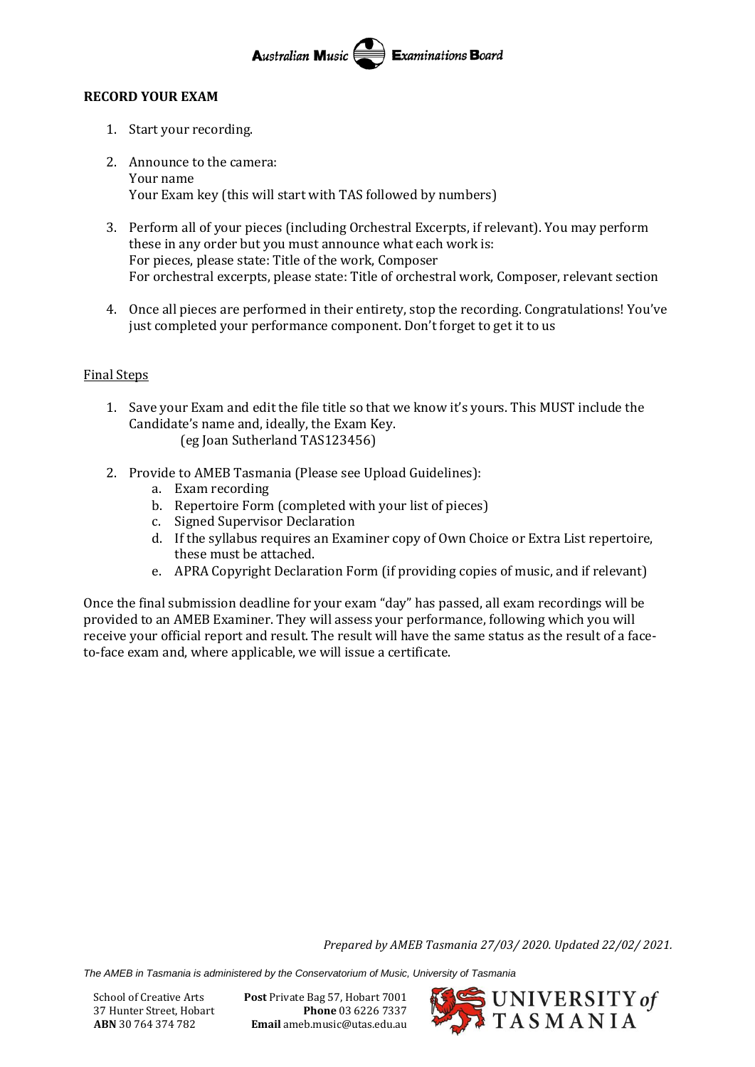**RECORD YOUR EXAM**

1. Start your recording.

2. Announce to the camera:
   Your name
   Your Exam key (this will start with TAS followed by numbers)

3. Perform all of your pieces (including Orchestral Excerpts, if relevant). You may perform these in any order but you must announce what each work is:
   For pieces, please state: Title of the work, Composer
   For orchestral excerpts, please state: Title of orchestral work, Composer, relevant section

4. Once all pieces are performed in their entirety, stop the recording. Congratulations! You've just completed your performance component. Don't forget to get it to us

<u>Final Steps</u>

1. Save your Exam and edit the file title so that we know it's yours. This MUST include the Candidate's name and, ideally, the Exam Key.
   (eg Joan Sutherland TAS123456)

2. Provide to AMEB Tasmania (Please see Upload Guidelines):
   a. Exam recording
   b. Repertoire Form (completed with your list of pieces)
   c. Signed Supervisor Declaration
   d. If the syllabus requires an Examiner copy of Own Choice or Extra List repertoire, these must be attached.
   e. APRA Copyright Declaration Form (if providing copies of music, and if relevant)

Once the final submission deadline for your exam "day" has passed, all exam recordings will be provided to an AMEB Examiner. They will assess your performance, following which you will receive your official report and result. The result will have the same status as the result of a face-to-face exam and, where applicable, we will issue a certificate.

*Prepared by AMEB Tasmania 27/03/ 2020. Updated 22/02/ 2021.*